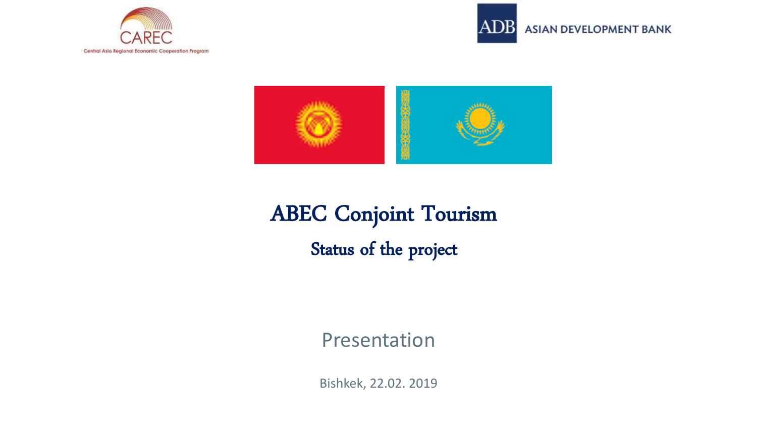CAREC

Central Asia Regional Economic Cooperation Program

ADB ASIAN DEVELOPMENT BANK

# ABEC Conjoint Tourism

## Status of the project

Presentation

Bishkek, 22.02. 2019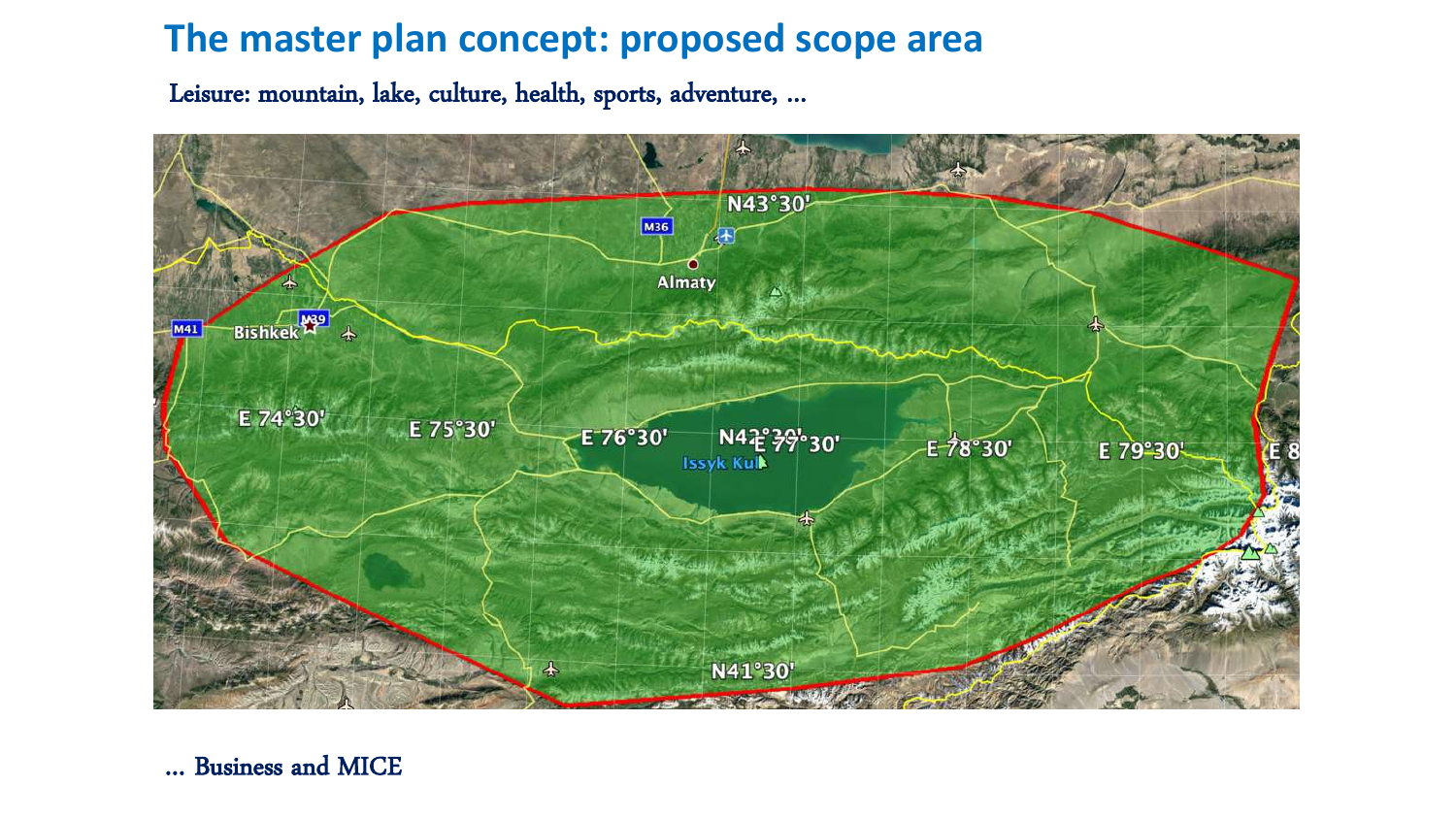# The master plan concept: proposed scope area

Leisure: mountain, lake, culture, health, sports, adventure, …

… Business and MICE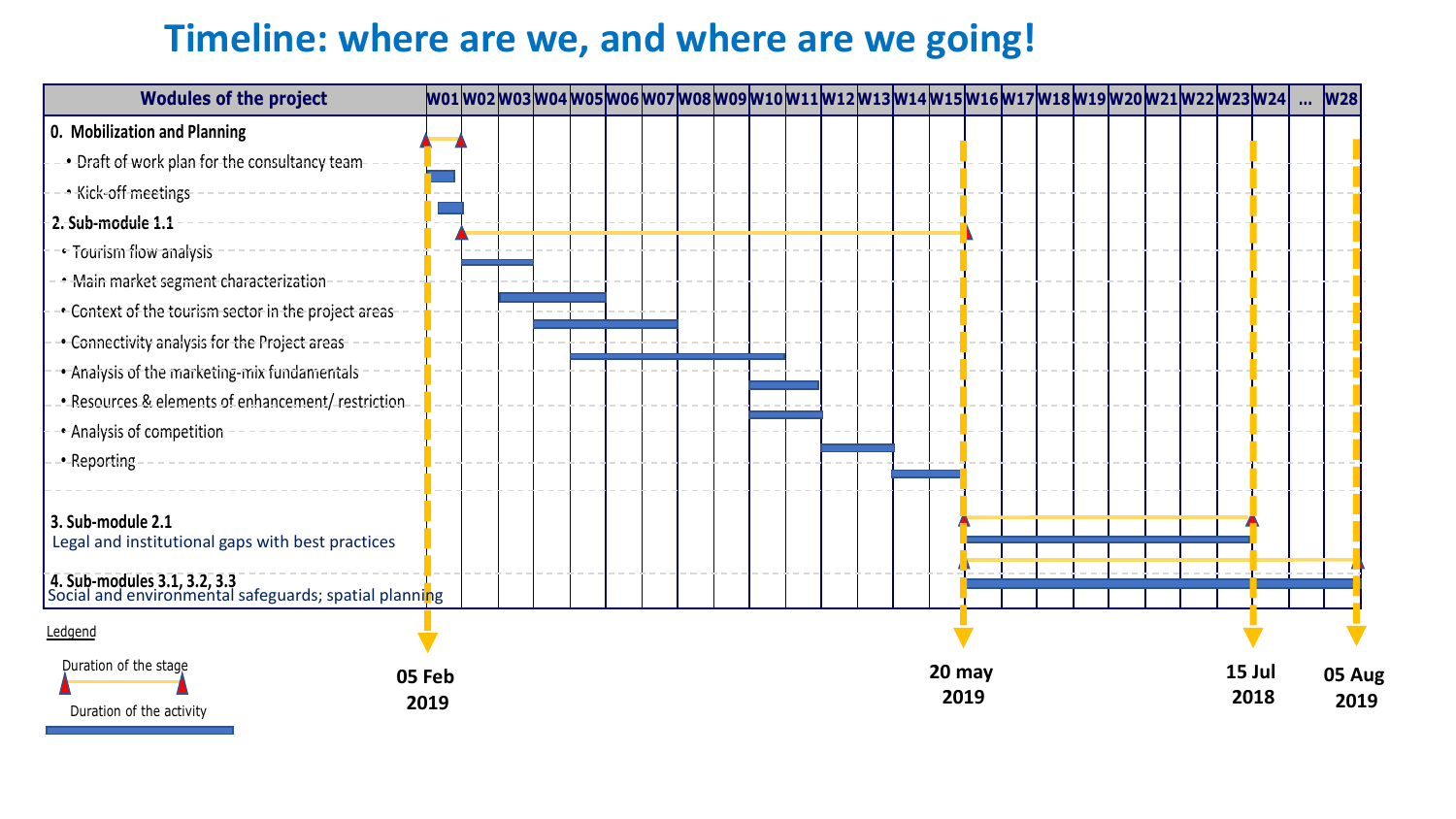# Timeline: where are we, and where are we going!

| Wodules of the project | W01 | W02 | W03 | W04 | W05 | W06 | W07 | W08 | W09 | W10 | W11 | W12 | W13 | W14 | W15 | W16 | W17 | W18 | W19 | W20 | W21 | W22 | W23 | W24 | ... | W28 |
|---|---|---|---|---|---|---|---|---|---|---|---|---|---|---|---|---|---|---|---|---|---|---|---|---|---|---|
| **0. Mobilization and Planning** | | | | | | | | | | | | | | | | | | | | | | | | | | |
| • Draft of work plan for the consultancy team | | | | | | | | | | | | | | | | | | | | | | | | | | |
| • Kick-off meetings | | | | | | | | | | | | | | | | | | | | | | | | | | |
| **2. Sub-module 1.1** | | | | | | | | | | | | | | | | | | | | | | | | | | |
| • Tourism flow analysis | | | | | | | | | | | | | | | | | | | | | | | | | | |
| • Main market segment characterization | | | | | | | | | | | | | | | | | | | | | | | | | | |
| • Context of the tourism sector in the project areas | | | | | | | | | | | | | | | | | | | | | | | | | | |
| • Connectivity analysis for the Project areas | | | | | | | | | | | | | | | | | | | | | | | | | | |
| • Analysis of the marketing-mix fundamentals | | | | | | | | | | | | | | | | | | | | | | | | | | |
| • Resources & elements of enhancement/ restriction | | | | | | | | | | | | | | | | | | | | | | | | | | |
| • Analysis of competition | | | | | | | | | | | | | | | | | | | | | | | | | | |
| • Reporting | | | | | | | | | | | | | | | | | | | | | | | | | | |
| **3. Sub-module 2.1** Legal and institutional gaps with best practices | | | | | | | | | | | | | | | | | | | | | | | | | | |
| **4. Sub-modules 3.1, 3.2, 3.3** Social and environmental safeguards; spatial planning | | | | | | | | | | | | | | | | | | | | | | | | | | |

05 Feb 2019 | 20 may 2019 | 15 Jul 2018 | 05 Aug 2019

Ledgend

Duration of the stage

Duration of the activity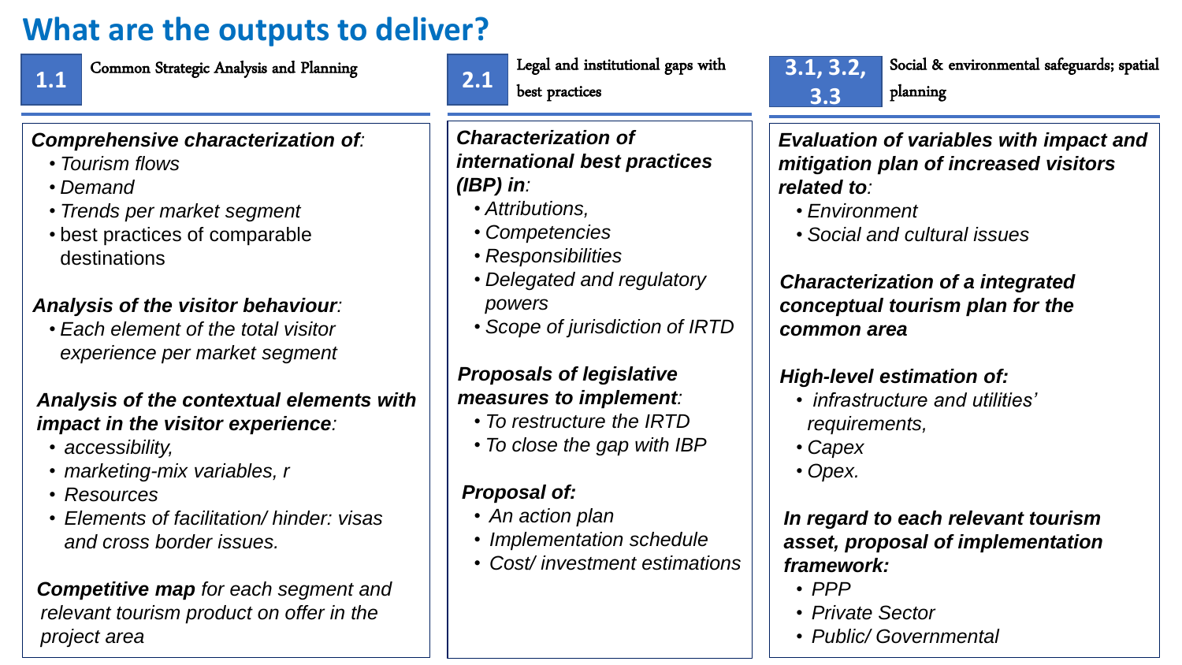# What are the outputs to deliver?

## 1.1 Common Strategic Analysis and Planning

***Comprehensive characterization of**:*

- *Tourism flows*
- *Demand*
- *Trends per market segment*
- best practices of comparable destinations

***Analysis of the visitor behaviour**:*

- *Each element of the total visitor experience per market segment*

***Analysis of the contextual elements with impact in the visitor experience**:*

- *accessibility,*
- *marketing-mix variables, r*
- *Resources*
- *Elements of facilitation/ hinder: visas and cross border issues.*

***Competitive map** for each segment and relevant tourism product on offer in the project area*

## 2.1 Legal and institutional gaps with best practices

***Characterization of international best practices (IBP) in**:*

- *Attributions,*
- *Competencies*
- *Responsibilities*
- *Delegated and regulatory powers*
- *Scope of jurisdiction of IRTD*

***Proposals of legislative measures to implement**:*

- *To restructure the IRTD*
- *To close the gap with IBP*

***Proposal of:***

- *An action plan*
- *Implementation schedule*
- *Cost/ investment estimations*

## 3.1, 3.2, 3.3 Social & environmental safeguards; spatial planning

***Evaluation of variables with impact and mitigation plan of increased visitors related to**:*

- *Environment*
- *Social and cultural issues*

***Characterization of a integrated conceptual tourism plan for the common area***

***High-level estimation of:***

- *infrastructure and utilities' requirements,*
- *Capex*
- *Opex.*

***In regard to each relevant tourism asset, proposal of implementation framework:***

- *PPP*
- *Private Sector*
- *Public/ Governmental*